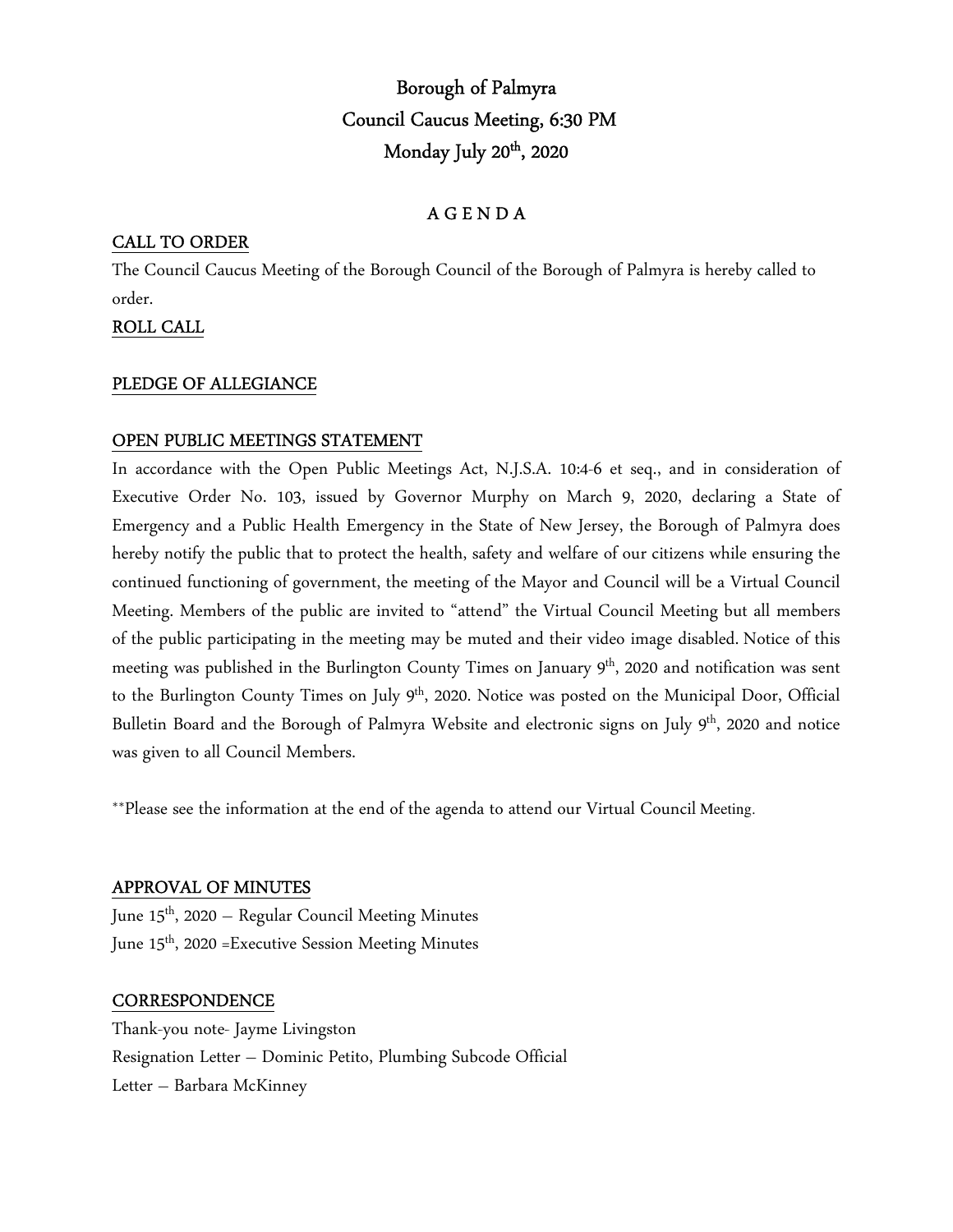# Borough of Palmyra
# Council Caucus Meeting, 6:30 PM
# Monday July 20th, 2020

## A G E N D A

**CALL TO ORDER**

The Council Caucus Meeting of the Borough Council of the Borough of Palmyra is hereby called to order.

**ROLL CALL**

**PLEDGE OF ALLEGIANCE**

**OPEN PUBLIC MEETINGS STATEMENT**

In accordance with the Open Public Meetings Act, N.J.S.A. 10:4-6 et seq., and in consideration of Executive Order No. 103, issued by Governor Murphy on March 9, 2020, declaring a State of Emergency and a Public Health Emergency in the State of New Jersey, the Borough of Palmyra does hereby notify the public that to protect the health, safety and welfare of our citizens while ensuring the continued functioning of government, the meeting of the Mayor and Council will be a Virtual Council Meeting. Members of the public are invited to "attend" the Virtual Council Meeting but all members of the public participating in the meeting may be muted and their video image disabled. Notice of this meeting was published in the Burlington County Times on January 9th, 2020 and notification was sent to the Burlington County Times on July 9th, 2020. Notice was posted on the Municipal Door, Official Bulletin Board and the Borough of Palmyra Website and electronic signs on July 9th, 2020 and notice was given to all Council Members.

**Please see the information at the end of the agenda to attend our Virtual Council Meeting.

**APPROVAL OF MINUTES**

June 15th, 2020 – Regular Council Meeting Minutes
June 15th, 2020 =Executive Session Meeting Minutes

**CORRESPONDENCE**

Thank-you note- Jayme Livingston
Resignation Letter – Dominic Petito, Plumbing Subcode Official
Letter – Barbara McKinney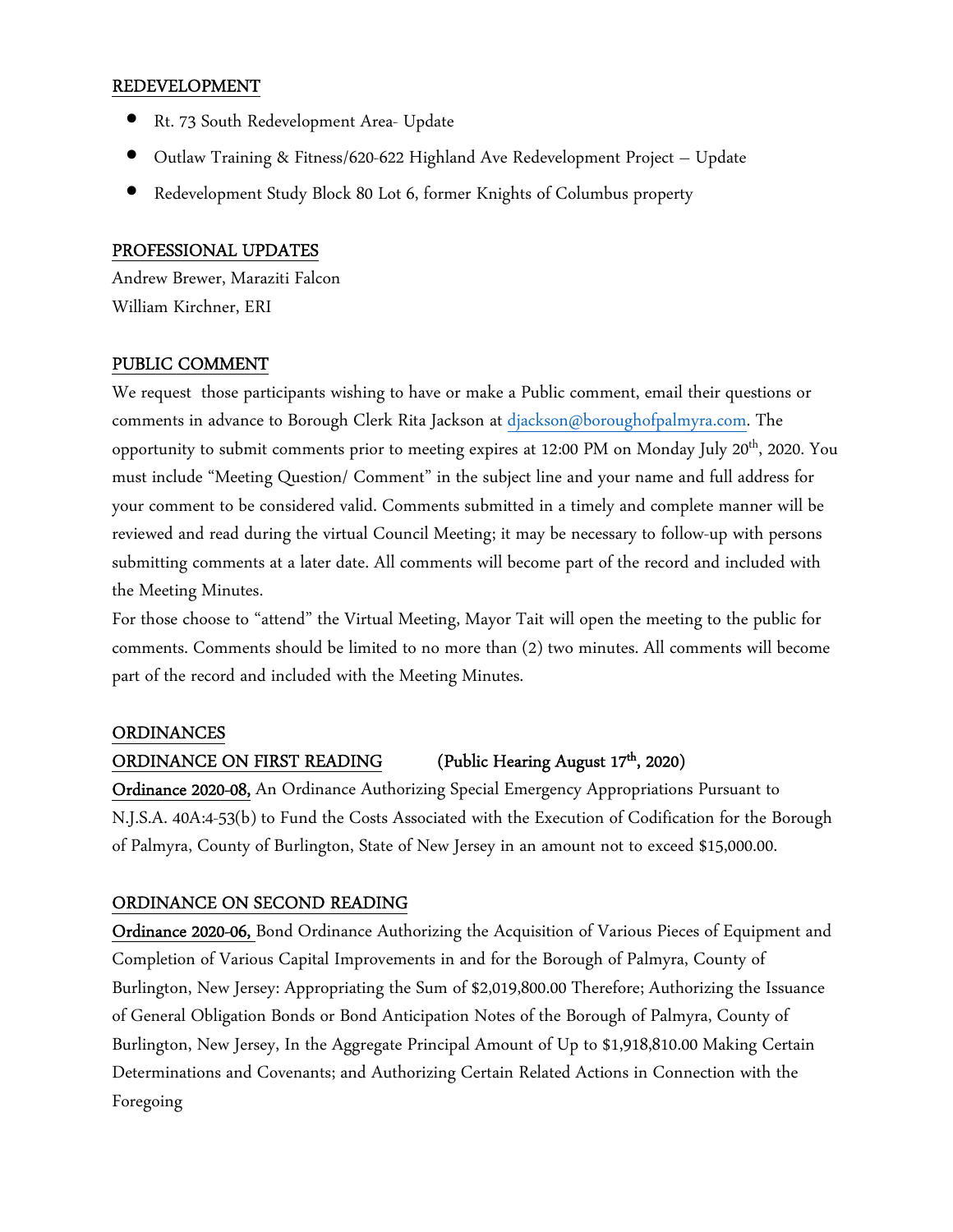## REDEVELOPMENT

- Rt. 73 South Redevelopment Area- Update
- Outlaw Training & Fitness/620-622 Highland Ave Redevelopment Project – Update
- Redevelopment Study Block 80 Lot 6, former Knights of Columbus property

## PROFESSIONAL UPDATES

Andrew Brewer, Maraziti Falcon
William Kirchner, ERI

## PUBLIC COMMENT

We request those participants wishing to have or make a Public comment, email their questions or comments in advance to Borough Clerk Rita Jackson at djackson@boroughofpalmyra.com. The opportunity to submit comments prior to meeting expires at 12:00 PM on Monday July 20th, 2020. You must include "Meeting Question/ Comment" in the subject line and your name and full address for your comment to be considered valid. Comments submitted in a timely and complete manner will be reviewed and read during the virtual Council Meeting; it may be necessary to follow-up with persons submitting comments at a later date. All comments will become part of the record and included with the Meeting Minutes.

For those choose to "attend" the Virtual Meeting, Mayor Tait will open the meeting to the public for comments. Comments should be limited to no more than (2) two minutes. All comments will become part of the record and included with the Meeting Minutes.

## ORDINANCES

### ORDINANCE ON FIRST READING (Public Hearing August 17th, 2020)

**Ordinance 2020-08,** An Ordinance Authorizing Special Emergency Appropriations Pursuant to N.J.S.A. 40A:4-53(b) to Fund the Costs Associated with the Execution of Codification for the Borough of Palmyra, County of Burlington, State of New Jersey in an amount not to exceed $15,000.00.

### ORDINANCE ON SECOND READING

**Ordinance 2020-06,** Bond Ordinance Authorizing the Acquisition of Various Pieces of Equipment and Completion of Various Capital Improvements in and for the Borough of Palmyra, County of Burlington, New Jersey: Appropriating the Sum of $2,019,800.00 Therefore; Authorizing the Issuance of General Obligation Bonds or Bond Anticipation Notes of the Borough of Palmyra, County of Burlington, New Jersey, In the Aggregate Principal Amount of Up to $1,918,810.00 Making Certain Determinations and Covenants; and Authorizing Certain Related Actions in Connection with the Foregoing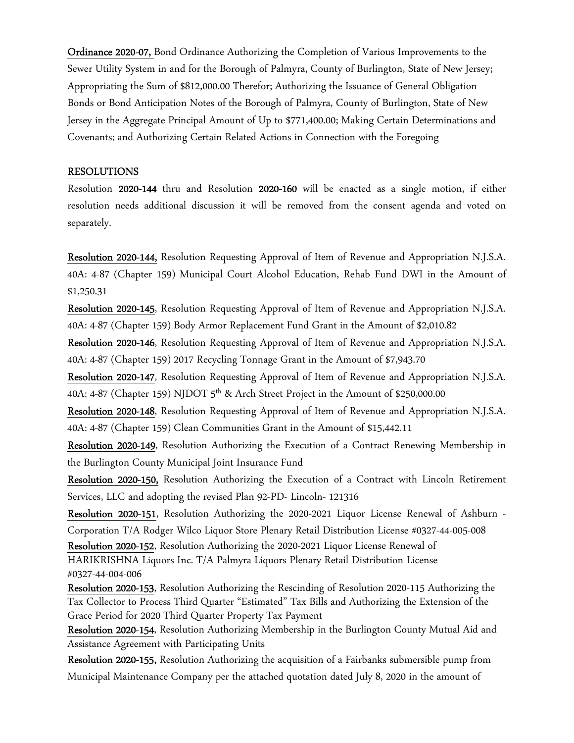**Ordinance 2020-07,** Bond Ordinance Authorizing the Completion of Various Improvements to the Sewer Utility System in and for the Borough of Palmyra, County of Burlington, State of New Jersey; Appropriating the Sum of \$812,000.00 Therefor; Authorizing the Issuance of General Obligation Bonds or Bond Anticipation Notes of the Borough of Palmyra, County of Burlington, State of New Jersey in the Aggregate Principal Amount of Up to \$771,400.00; Making Certain Determinations and Covenants; and Authorizing Certain Related Actions in Connection with the Foregoing

## RESOLUTIONS

Resolution **2020-144** thru and Resolution **2020-160** will be enacted as a single motion, if either resolution needs additional discussion it will be removed from the consent agenda and voted on separately.

**Resolution 2020-144,** Resolution Requesting Approval of Item of Revenue and Appropriation N.J.S.A. 40A: 4-87 (Chapter 159) Municipal Court Alcohol Education, Rehab Fund DWI in the Amount of \$1,250.31

**Resolution 2020-145**, Resolution Requesting Approval of Item of Revenue and Appropriation N.J.S.A. 40A: 4-87 (Chapter 159) Body Armor Replacement Fund Grant in the Amount of \$2,010.82

**Resolution 2020-146**, Resolution Requesting Approval of Item of Revenue and Appropriation N.J.S.A. 40A: 4-87 (Chapter 159) 2017 Recycling Tonnage Grant in the Amount of \$7,943.70

**Resolution 2020-147**, Resolution Requesting Approval of Item of Revenue and Appropriation N.J.S.A. 40A: 4-87 (Chapter 159) NJDOT 5th & Arch Street Project in the Amount of \$250,000.00

**Resolution 2020-148**, Resolution Requesting Approval of Item of Revenue and Appropriation N.J.S.A. 40A: 4-87 (Chapter 159) Clean Communities Grant in the Amount of \$15,442.11

**Resolution 2020-149**, Resolution Authorizing the Execution of a Contract Renewing Membership in the Burlington County Municipal Joint Insurance Fund

**Resolution 2020-150,** Resolution Authorizing the Execution of a Contract with Lincoln Retirement Services, LLC and adopting the revised Plan 92-PD- Lincoln- 121316

**Resolution 2020-151**, Resolution Authorizing the 2020-2021 Liquor License Renewal of Ashburn - Corporation T/A Rodger Wilco Liquor Store Plenary Retail Distribution License #0327-44-005-008

**Resolution 2020-152**, Resolution Authorizing the 2020-2021 Liquor License Renewal of HARIKRISHNA Liquors Inc. T/A Palmyra Liquors Plenary Retail Distribution License #0327-44-004-006

**Resolution 2020-153**, Resolution Authorizing the Rescinding of Resolution 2020-115 Authorizing the Tax Collector to Process Third Quarter "Estimated" Tax Bills and Authorizing the Extension of the Grace Period for 2020 Third Quarter Property Tax Payment

**Resolution 2020-154**, Resolution Authorizing Membership in the Burlington County Mutual Aid and Assistance Agreement with Participating Units

**Resolution 2020-155,** Resolution Authorizing the acquisition of a Fairbanks submersible pump from Municipal Maintenance Company per the attached quotation dated July 8, 2020 in the amount of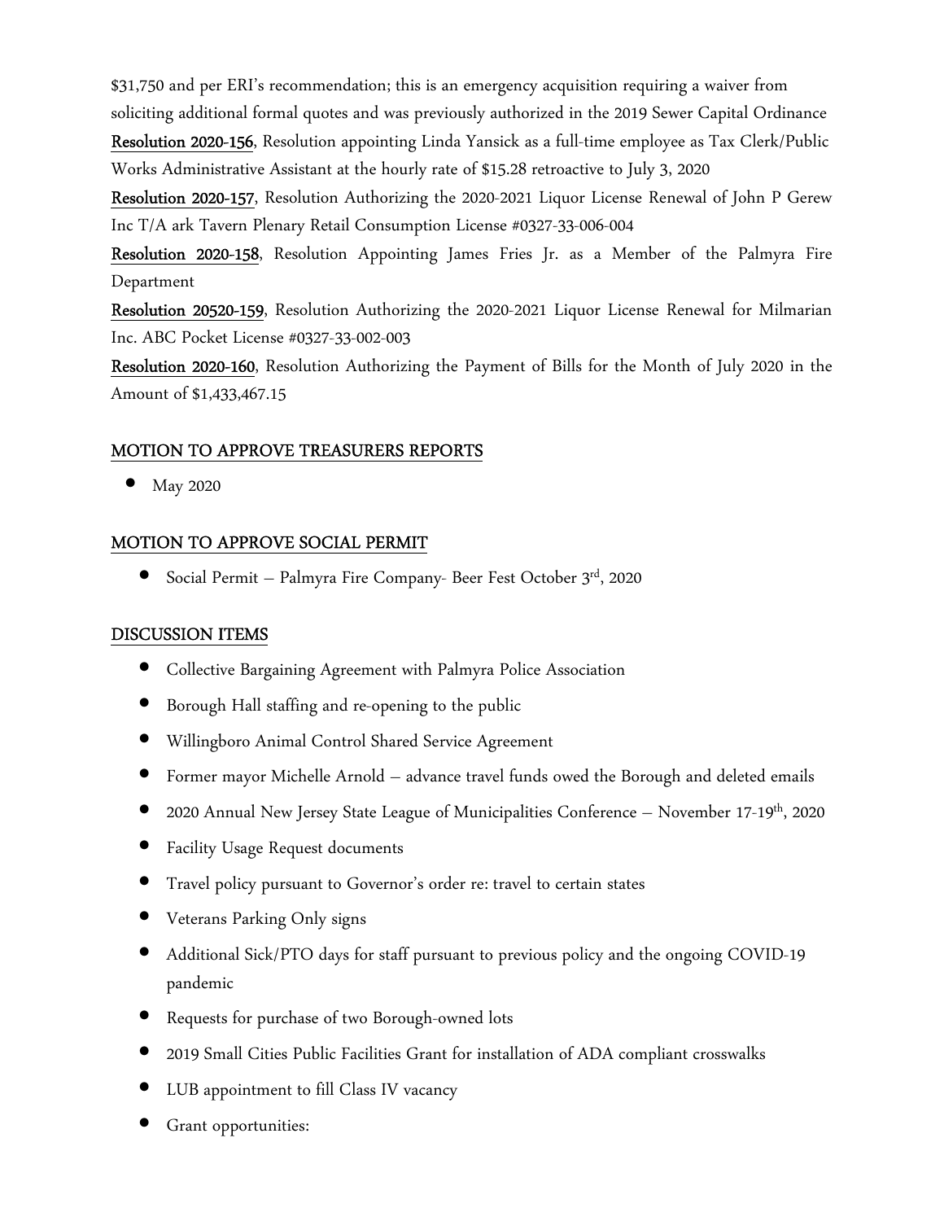$31,750 and per ERI's recommendation; this is an emergency acquisition requiring a waiver from soliciting additional formal quotes and was previously authorized in the 2019 Sewer Capital Ordinance

**Resolution 2020-156**, Resolution appointing Linda Yansick as a full-time employee as Tax Clerk/Public Works Administrative Assistant at the hourly rate of $15.28 retroactive to July 3, 2020

**Resolution 2020-157**, Resolution Authorizing the 2020-2021 Liquor License Renewal of John P Gerew Inc T/A ark Tavern Plenary Retail Consumption License #0327-33-006-004

**Resolution 2020-158**, Resolution Appointing James Fries Jr. as a Member of the Palmyra Fire Department

**Resolution 20520-159**, Resolution Authorizing the 2020-2021 Liquor License Renewal for Milmarian Inc. ABC Pocket License #0327-33-002-003

**Resolution 2020-160**, Resolution Authorizing the Payment of Bills for the Month of July 2020 in the Amount of $1,433,467.15

## MOTION TO APPROVE TREASURERS REPORTS

- May 2020

## MOTION TO APPROVE SOCIAL PERMIT

- Social Permit – Palmyra Fire Company- Beer Fest October 3rd, 2020

## DISCUSSION ITEMS

- Collective Bargaining Agreement with Palmyra Police Association
- Borough Hall staffing and re-opening to the public
- Willingboro Animal Control Shared Service Agreement
- Former mayor Michelle Arnold – advance travel funds owed the Borough and deleted emails
- 2020 Annual New Jersey State League of Municipalities Conference – November 17-19th, 2020
- Facility Usage Request documents
- Travel policy pursuant to Governor's order re: travel to certain states
- Veterans Parking Only signs
- Additional Sick/PTO days for staff pursuant to previous policy and the ongoing COVID-19 pandemic
- Requests for purchase of two Borough-owned lots
- 2019 Small Cities Public Facilities Grant for installation of ADA compliant crosswalks
- LUB appointment to fill Class IV vacancy
- Grant opportunities: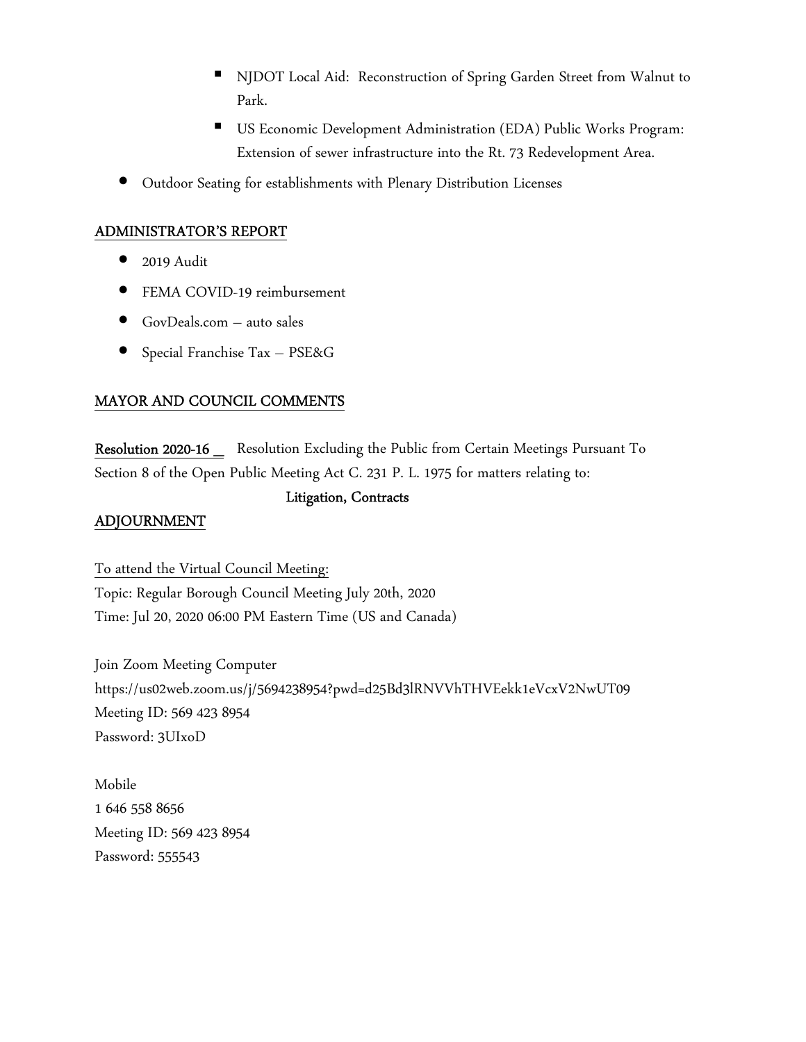- NJDOT Local Aid: Reconstruction of Spring Garden Street from Walnut to Park.
  - US Economic Development Administration (EDA) Public Works Program: Extension of sewer infrastructure into the Rt. 73 Redevelopment Area.
- Outdoor Seating for establishments with Plenary Distribution Licenses

## ADMINISTRATOR'S REPORT

- 2019 Audit
- FEMA COVID-19 reimbursement
- GovDeals.com – auto sales
- Special Franchise Tax – PSE&G

## MAYOR AND COUNCIL COMMENTS

**Resolution 2020-16 _** Resolution Excluding the Public from Certain Meetings Pursuant To Section 8 of the Open Public Meeting Act C. 231 P. L. 1975 for matters relating to:

**Litigation, Contracts**

## ADJOURNMENT

To attend the Virtual Council Meeting:
Topic: Regular Borough Council Meeting July 20th, 2020
Time: Jul 20, 2020 06:00 PM Eastern Time (US and Canada)

Join Zoom Meeting Computer
https://us02web.zoom.us/j/5694238954?pwd=d25Bd3lRNVVhTHVEekk1eVcxV2NwUT09
Meeting ID: 569 423 8954
Password: 3UIxoD

Mobile
1 646 558 8656
Meeting ID: 569 423 8954
Password: 555543